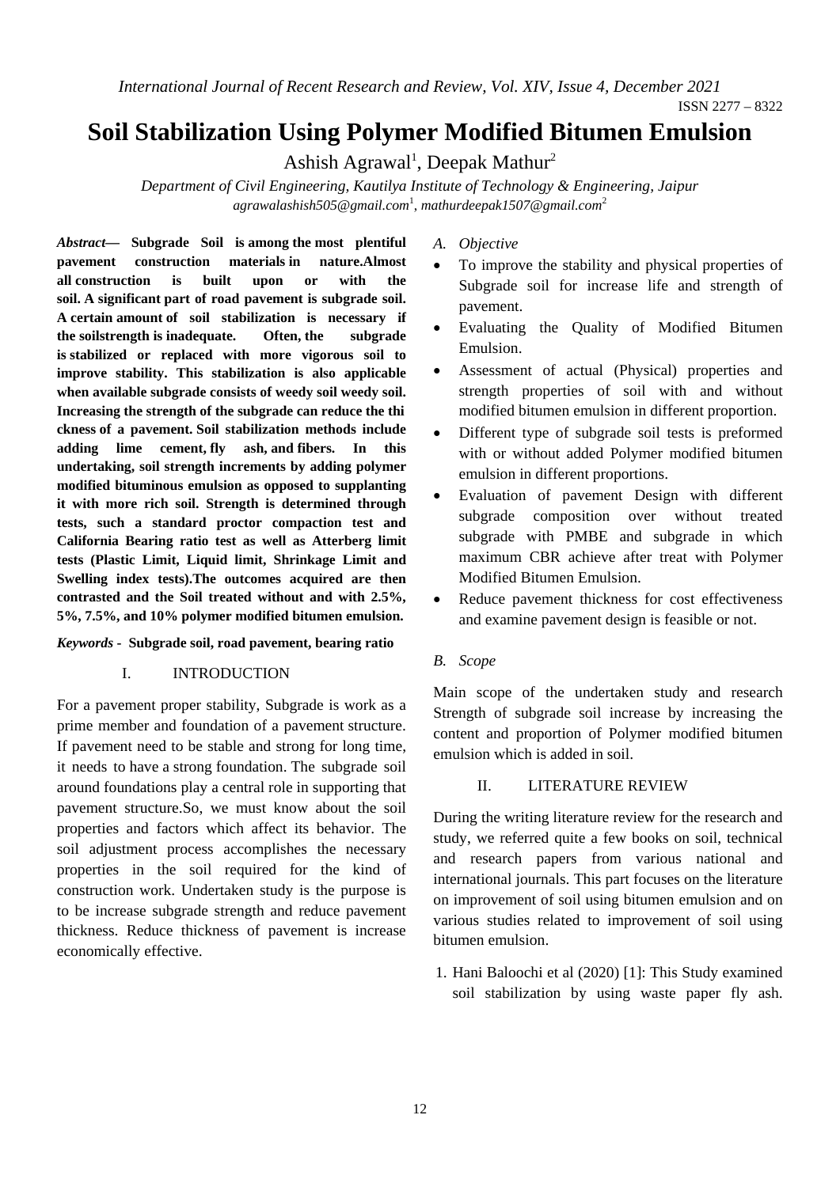# Soil Stabilization Using Polymer Modified Bitumen Emulsion

Ashish Agrawal[1], Deepak Mathur[2]

*Department of Civil Engineering, Kautilya Institute of Technology & Engineering, Jaipur*

*agrawalashish505@gmail.com[1], mathurdeepak1507@gmail.com[2]*

***Abstract*— Subgrade Soil is among the most plentiful pavement construction materials in nature.Almost all construction is built upon or with the soil. A significant part of road pavement is subgrade soil. A certain amount of soil stabilization is necessary if the soilstrength is inadequate. Often, the subgrade is stabilized or replaced with more vigorous soil to improve stability. This stabilization is also applicable when available subgrade consists of weedy soil weedy soil. Increasing the strength of the subgrade can reduce the thi ckness of a pavement. Soil stabilization methods include adding lime cement, fly ash, and fibers. In this undertaking, soil strength increments by adding polymer modified bituminous emulsion as opposed to supplanting it with more rich soil. Strength is determined through tests, such a standard proctor compaction test and California Bearing ratio test as well as Atterberg limit tests (Plastic Limit, Liquid limit, Shrinkage Limit and Swelling index tests).The outcomes acquired are then contrasted and the Soil treated without and with 2.5%, 5%, 7.5%, and 10% polymer modified bitumen emulsion.**

***Keywords* - Subgrade soil, road pavement, bearing ratio**

## I. INTRODUCTION

For a pavement proper stability, Subgrade is work as a prime member and foundation of a pavement structure. If pavement need to be stable and strong for long time, it needs to have a strong foundation. The subgrade soil around foundations play a central role in supporting that pavement structure.So, we must know about the soil properties and factors which affect its behavior. The soil adjustment process accomplishes the necessary properties in the soil required for the kind of construction work. Undertaken study is the purpose is to be increase subgrade strength and reduce pavement thickness. Reduce thickness of pavement is increase economically effective.

### *A. Objective*

- To improve the stability and physical properties of Subgrade soil for increase life and strength of pavement.
- Evaluating the Quality of Modified Bitumen Emulsion.
- Assessment of actual (Physical) properties and strength properties of soil with and without modified bitumen emulsion in different proportion.
- Different type of subgrade soil tests is preformed with or without added Polymer modified bitumen emulsion in different proportions.
- Evaluation of pavement Design with different subgrade composition over without treated subgrade with PMBE and subgrade in which maximum CBR achieve after treat with Polymer Modified Bitumen Emulsion.
- Reduce pavement thickness for cost effectiveness and examine pavement design is feasible or not.

### *B. Scope*

Main scope of the undertaken study and research Strength of subgrade soil increase by increasing the content and proportion of Polymer modified bitumen emulsion which is added in soil.

## II. LITERATURE REVIEW

During the writing literature review for the research and study, we referred quite a few books on soil, technical and research papers from various national and international journals. This part focuses on the literature on improvement of soil using bitumen emulsion and on various studies related to improvement of soil using bitumen emulsion.

1. Hani Baloochi et al (2020) [1]: This Study examined soil stabilization by using waste paper fly ash.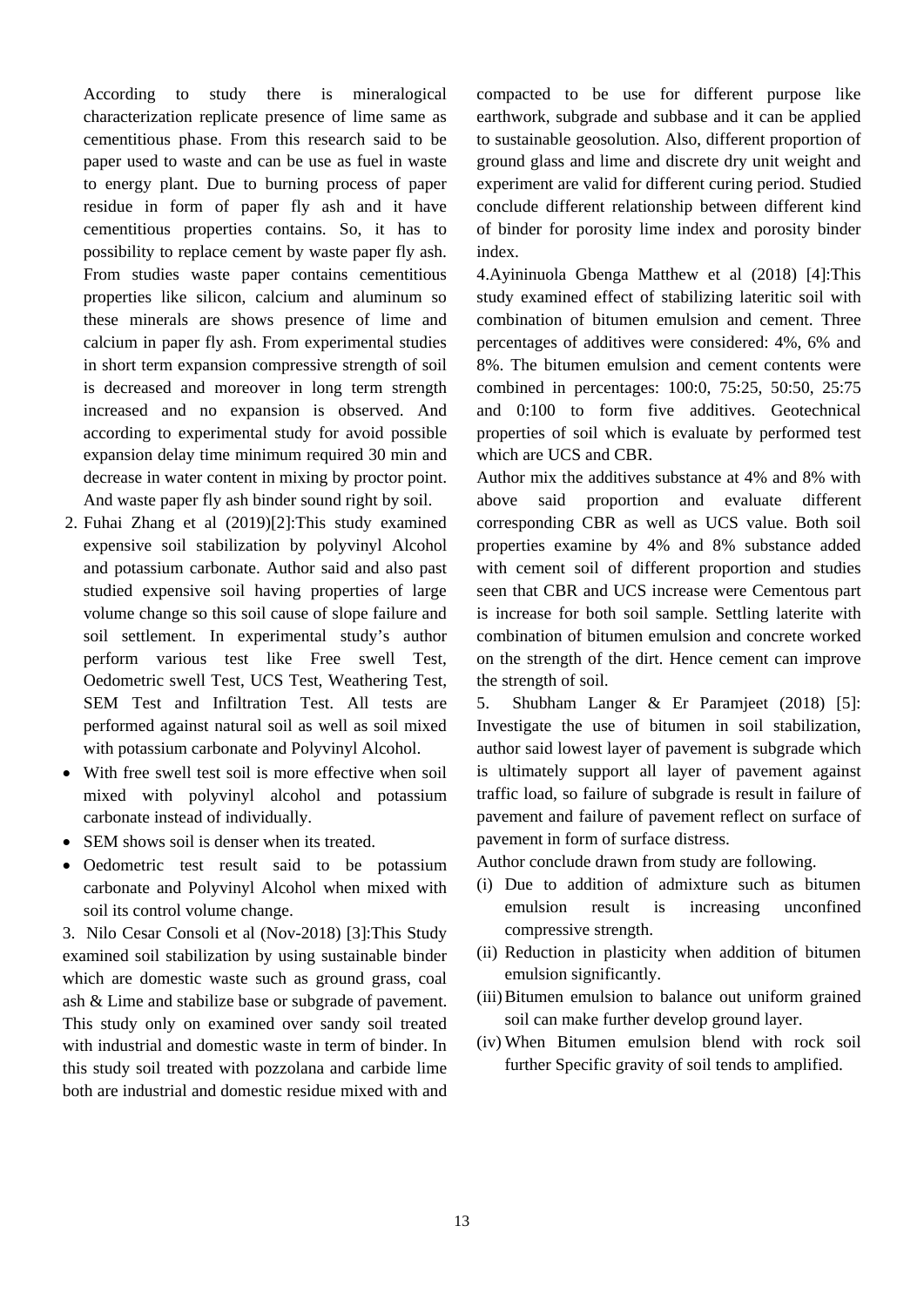According to study there is mineralogical characterization replicate presence of lime same as cementitious phase. From this research said to be paper used to waste and can be use as fuel in waste to energy plant. Due to burning process of paper residue in form of paper fly ash and it have cementitious properties contains. So, it has to possibility to replace cement by waste paper fly ash. From studies waste paper contains cementitious properties like silicon, calcium and aluminum so these minerals are shows presence of lime and calcium in paper fly ash. From experimental studies in short term expansion compressive strength of soil is decreased and moreover in long term strength increased and no expansion is observed. And according to experimental study for avoid possible expansion delay time minimum required 30 min and decrease in water content in mixing by proctor point. And waste paper fly ash binder sound right by soil.

2. Fuhai Zhang et al (2019)[2]:This study examined expensive soil stabilization by polyvinyl Alcohol and potassium carbonate. Author said and also past studied expensive soil having properties of large volume change so this soil cause of slope failure and soil settlement. In experimental study's author perform various test like Free swell Test, Oedometric swell Test, UCS Test, Weathering Test, SEM Test and Infiltration Test. All tests are performed against natural soil as well as soil mixed with potassium carbonate and Polyvinyl Alcohol.

- With free swell test soil is more effective when soil mixed with polyvinyl alcohol and potassium carbonate instead of individually.
- SEM shows soil is denser when its treated.
- Oedometric test result said to be potassium carbonate and Polyvinyl Alcohol when mixed with soil its control volume change.

3. Nilo Cesar Consoli et al (Nov-2018) [3]:This Study examined soil stabilization by using sustainable binder which are domestic waste such as ground grass, coal ash & Lime and stabilize base or subgrade of pavement. This study only on examined over sandy soil treated with industrial and domestic waste in term of binder. In this study soil treated with pozzolana and carbide lime both are industrial and domestic residue mixed with and compacted to be use for different purpose like earthwork, subgrade and subbase and it can be applied to sustainable geosolution. Also, different proportion of ground glass and lime and discrete dry unit weight and experiment are valid for different curing period. Studied conclude different relationship between different kind of binder for porosity lime index and porosity binder index.

4. Ayininuola Gbenga Matthew et al (2018) [4]:This study examined effect of stabilizing lateritic soil with combination of bitumen emulsion and cement. Three percentages of additives were considered: 4%, 6% and 8%. The bitumen emulsion and cement contents were combined in percentages: 100:0, 75:25, 50:50, 25:75 and 0:100 to form five additives. Geotechnical properties of soil which is evaluate by performed test which are UCS and CBR.

Author mix the additives substance at 4% and 8% with above said proportion and evaluate different corresponding CBR as well as UCS value. Both soil properties examine by 4% and 8% substance added with cement soil of different proportion and studies seen that CBR and UCS increase were Cementous part is increase for both soil sample. Settling laterite with combination of bitumen emulsion and concrete worked on the strength of the dirt. Hence cement can improve the strength of soil.

5. Shubham Langer & Er Paramjeet (2018) [5]: Investigate the use of bitumen in soil stabilization, author said lowest layer of pavement is subgrade which is ultimately support all layer of pavement against traffic load, so failure of subgrade is result in failure of pavement and failure of pavement reflect on surface of pavement in form of surface distress.

Author conclude drawn from study are following.

(i) Due to addition of admixture such as bitumen emulsion result is increasing unconfined compressive strength.

(ii) Reduction in plasticity when addition of bitumen emulsion significantly.

(iii) Bitumen emulsion to balance out uniform grained soil can make further develop ground layer.

(iv) When Bitumen emulsion blend with rock soil further Specific gravity of soil tends to amplified.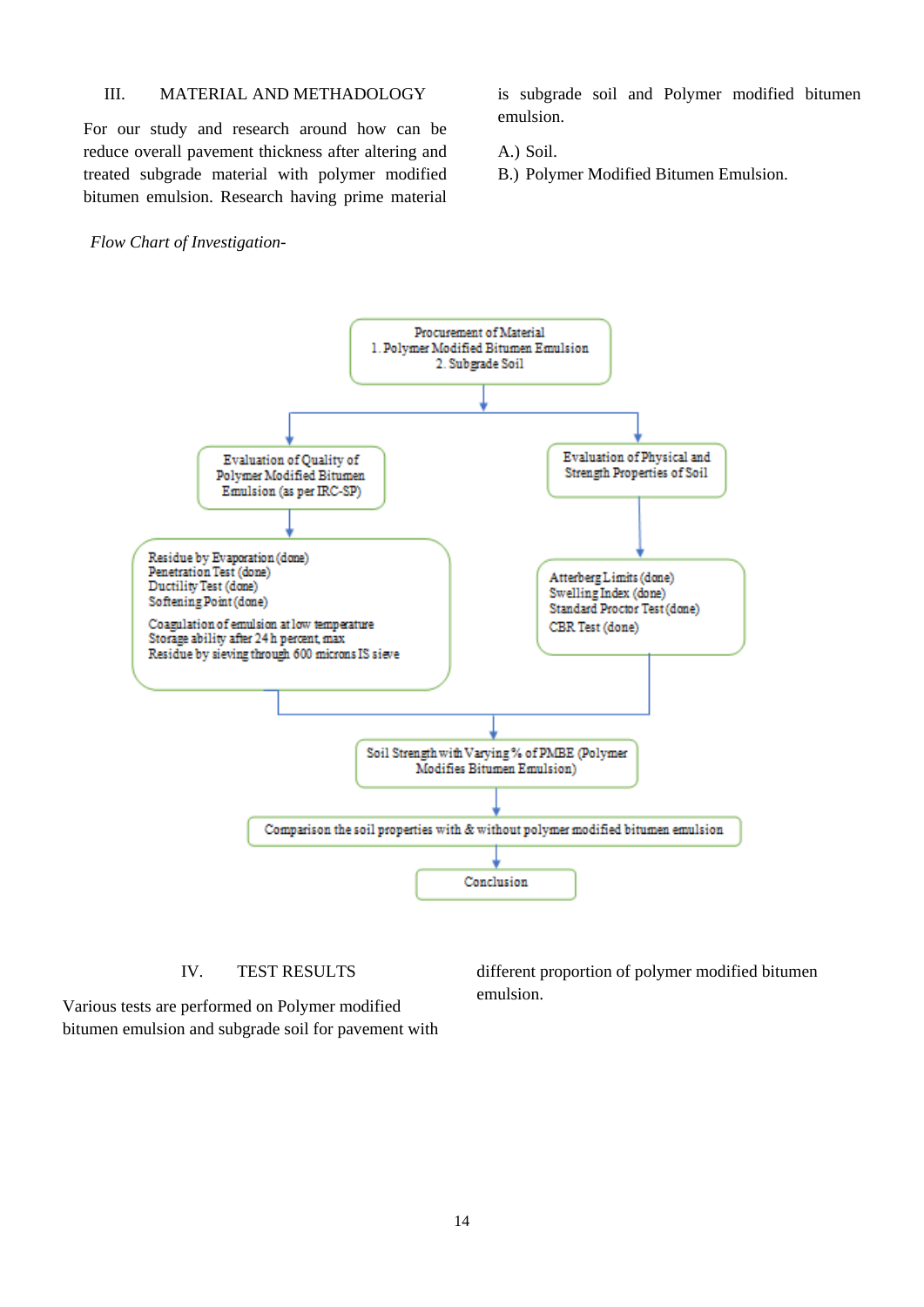## III. MATERIAL AND METHADOLOGY

For our study and research around how can be reduce overall pavement thickness after altering and treated subgrade material with polymer modified bitumen emulsion. Research having prime material is subgrade soil and Polymer modified bitumen emulsion.

A.) Soil.

B.) Polymer Modified Bitumen Emulsion.

*Flow Chart of Investigation-*

Procurement of Material
1. Polymer Modified Bitumen Emulsion
2. Subgrade Soil

Evaluation of Quality of Polymer Modified Bitumen Emulsion (as per IRC-SP)

- Residue by Evaporation (done)
- Penetration Test (done)
- Ductility Test (done)
- Softening Point (done)
- Coagulation of emulsion at low temperature
- Storage ability after 24 h percent, max
- Residue by sieving through 600 microns IS sieve

Evaluation of Physical and Strength Properties of Soil

- Atterberg Limits (done)
- Swelling Index (done)
- Standard Proctor Test (done)
- CBR Test (done)

Soil Strength with Varying % of PMBE (Polymer Modifies Bitumen Emulsion)

Comparison the soil properties with & without polymer modified bitumen emulsion

Conclusion

## IV. TEST RESULTS

Various tests are performed on Polymer modified bitumen emulsion and subgrade soil for pavement with different proportion of polymer modified bitumen emulsion.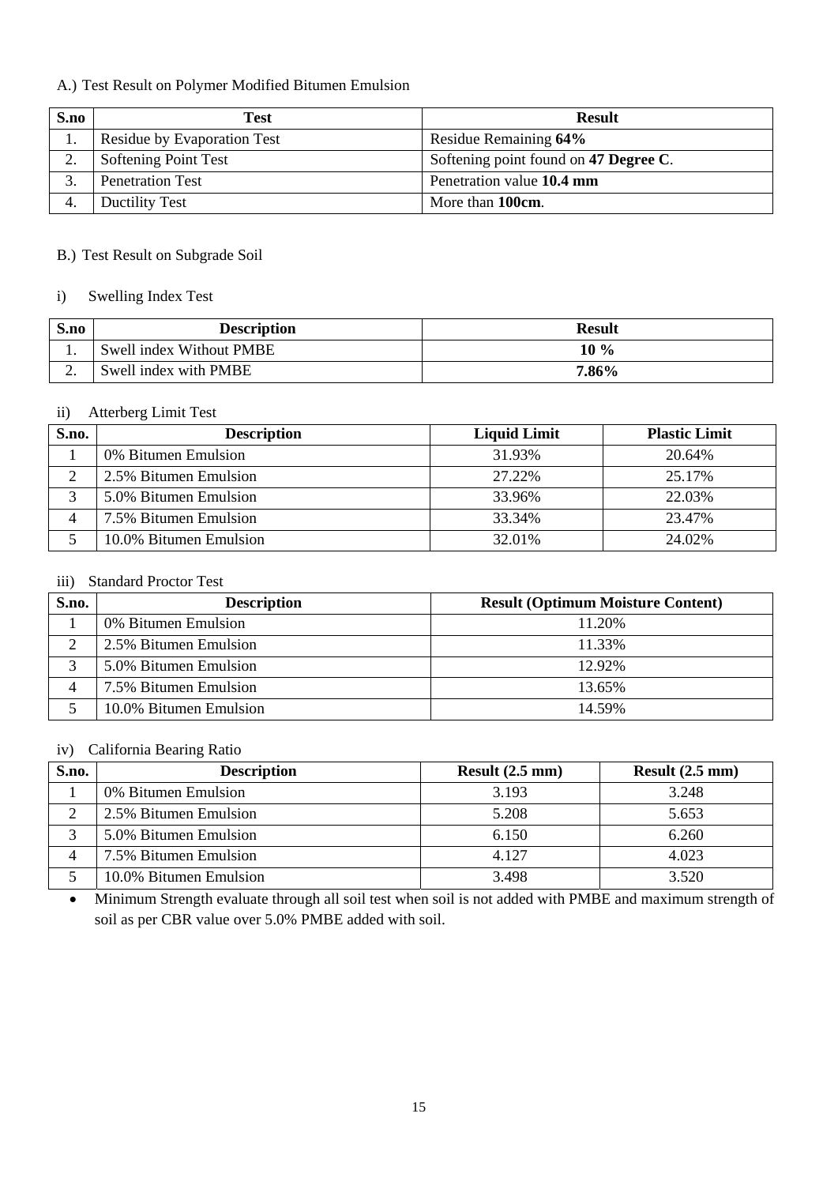A.) Test Result on Polymer Modified Bitumen Emulsion

| S.no | Test | Result |
|---|---|---|
| 1. | Residue by Evaporation Test | Residue Remaining **64%** |
| 2. | Softening Point Test | Softening point found on **47 Degree C**. |
| 3. | Penetration Test | Penetration value **10.4 mm** |
| 4. | Ductility Test | More than **100cm**. |

B.) Test Result on Subgrade Soil

i) Swelling Index Test

| S.no | Description | Result |
|---|---|---|
| 1. | Swell index Without PMBE | **10 %** |
| 2. | Swell index with PMBE | **7.86%** |

ii) Atterberg Limit Test

| S.no. | Description | Liquid Limit | Plastic Limit |
|---|---|---|---|
| 1 | 0% Bitumen Emulsion | 31.93% | 20.64% |
| 2 | 2.5% Bitumen Emulsion | 27.22% | 25.17% |
| 3 | 5.0% Bitumen Emulsion | 33.96% | 22.03% |
| 4 | 7.5% Bitumen Emulsion | 33.34% | 23.47% |
| 5 | 10.0% Bitumen Emulsion | 32.01% | 24.02% |

iii) Standard Proctor Test

| S.no. | Description | Result (Optimum Moisture Content) |
|---|---|---|
| 1 | 0% Bitumen Emulsion | 11.20% |
| 2 | 2.5% Bitumen Emulsion | 11.33% |
| 3 | 5.0% Bitumen Emulsion | 12.92% |
| 4 | 7.5% Bitumen Emulsion | 13.65% |
| 5 | 10.0% Bitumen Emulsion | 14.59% |

iv) California Bearing Ratio

| S.no. | Description | Result (2.5 mm) | Result (2.5 mm) |
|---|---|---|---|
| 1 | 0% Bitumen Emulsion | 3.193 | 3.248 |
| 2 | 2.5% Bitumen Emulsion | 5.208 | 5.653 |
| 3 | 5.0% Bitumen Emulsion | 6.150 | 6.260 |
| 4 | 7.5% Bitumen Emulsion | 4.127 | 4.023 |
| 5 | 10.0% Bitumen Emulsion | 3.498 | 3.520 |

- Minimum Strength evaluate through all soil test when soil is not added with PMBE and maximum strength of soil as per CBR value over 5.0% PMBE added with soil.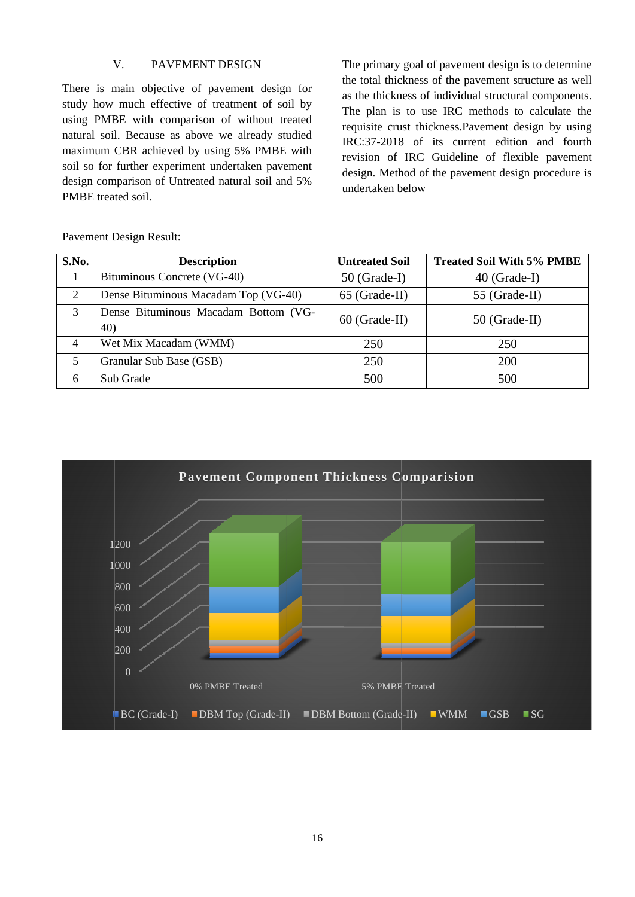## V. PAVEMENT DESIGN

There is main objective of pavement design for study how much effective of treatment of soil by using PMBE with comparison of without treated natural soil. Because as above we already studied maximum CBR achieved by using 5% PMBE with soil so for further experiment undertaken pavement design comparison of Untreated natural soil and 5% PMBE treated soil.

The primary goal of pavement design is to determine the total thickness of the pavement structure as well as the thickness of individual structural components. The plan is to use IRC methods to calculate the requisite crust thickness.Pavement design by using IRC:37-2018 of its current edition and fourth revision of IRC Guideline of flexible pavement design. Method of the pavement design procedure is undertaken below

Pavement Design Result:

| S.No. | Description | Untreated Soil | Treated Soil With 5% PMBE |
|---|---|---|---|
| 1 | Bituminous Concrete (VG-40) | 50 (Grade-I) | 40 (Grade-I) |
| 2 | Dense Bituminous Macadam Top (VG-40) | 65 (Grade-II) | 55 (Grade-II) |
| 3 | Dense Bituminous Macadam Bottom (VG-40) | 60 (Grade-II) | 50 (Grade-II) |
| 4 | Wet Mix Macadam (WMM) | 250 | 250 |
| 5 | Granular Sub Base (GSB) | 250 | 200 |
| 6 | Sub Grade | 500 | 500 |

**Pavement Component Thickness Comparision**

| | BC (Grade-I) | DBM Top (Grade-II) | DBM Bottom (Grade-II) | WMM | GSB | SG |
|---|---|---|---|---|---|---|
| 0% PMBE Treated | | | | | | |
| 5% PMBE Treated | | | | | | |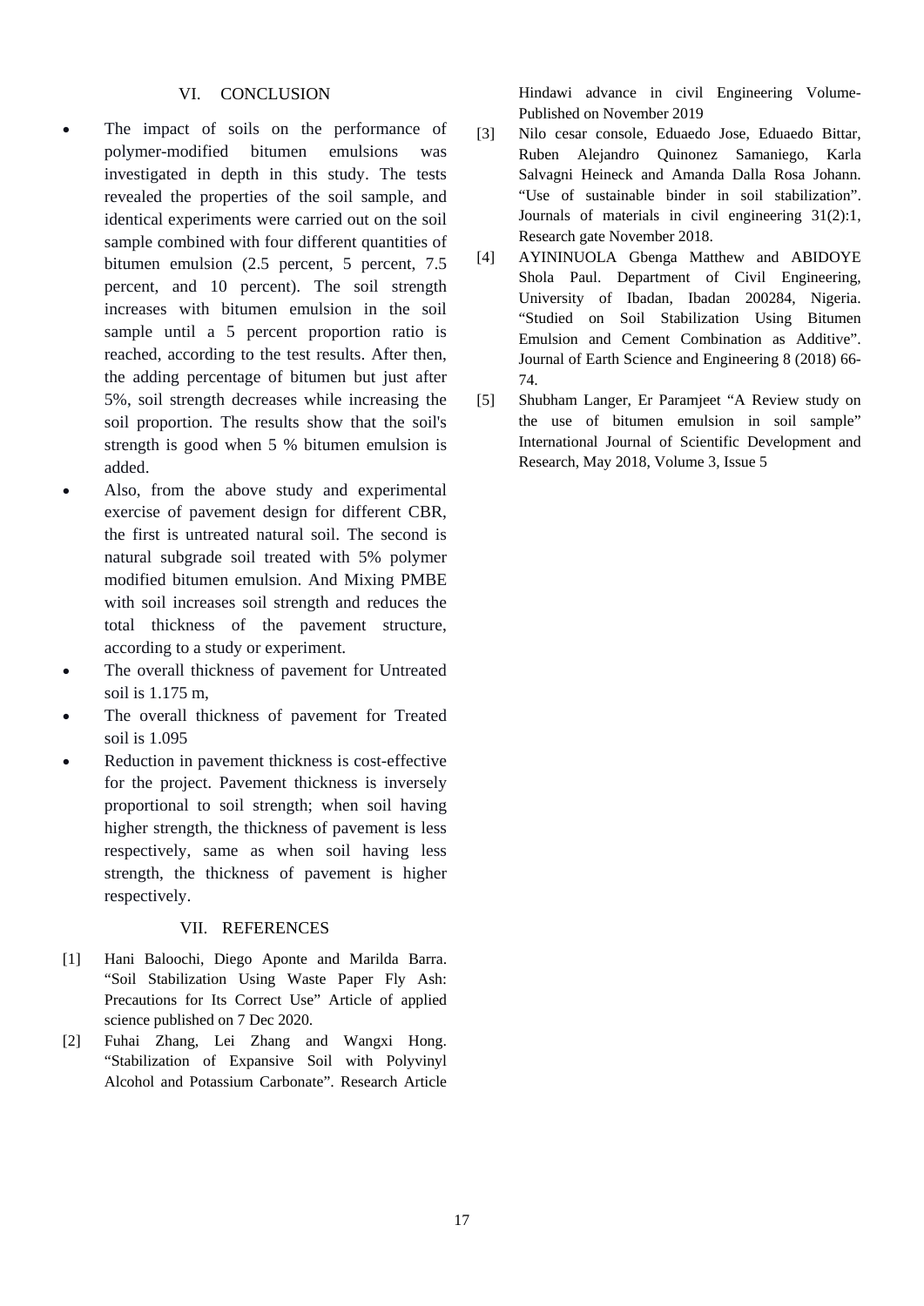## VI. CONCLUSION

- The impact of soils on the performance of polymer-modified bitumen emulsions was investigated in depth in this study. The tests revealed the properties of the soil sample, and identical experiments were carried out on the soil sample combined with four different quantities of bitumen emulsion (2.5 percent, 5 percent, 7.5 percent, and 10 percent). The soil strength increases with bitumen emulsion in the soil sample until a 5 percent proportion ratio is reached, according to the test results. After then, the adding percentage of bitumen but just after 5%, soil strength decreases while increasing the soil proportion. The results show that the soil's strength is good when 5 % bitumen emulsion is added.
- Also, from the above study and experimental exercise of pavement design for different CBR, the first is untreated natural soil. The second is natural subgrade soil treated with 5% polymer modified bitumen emulsion. And Mixing PMBE with soil increases soil strength and reduces the total thickness of the pavement structure, according to a study or experiment.
- The overall thickness of pavement for Untreated soil is 1.175 m,
- The overall thickness of pavement for Treated soil is 1.095
- Reduction in pavement thickness is cost-effective for the project. Pavement thickness is inversely proportional to soil strength; when soil having higher strength, the thickness of pavement is less respectively, same as when soil having less strength, the thickness of pavement is higher respectively.

## VII. REFERENCES

[1] Hani Baloochi, Diego Aponte and Marilda Barra. "Soil Stabilization Using Waste Paper Fly Ash: Precautions for Its Correct Use" Article of applied science published on 7 Dec 2020.

[2] Fuhai Zhang, Lei Zhang and Wangxi Hong. "Stabilization of Expansive Soil with Polyvinyl Alcohol and Potassium Carbonate". Research Article Hindawi advance in civil Engineering Volume- Published on November 2019

[3] Nilo cesar console, Eduaedo Jose, Eduaedo Bittar, Ruben Alejandro Quinonez Samaniego, Karla Salvagni Heineck and Amanda Dalla Rosa Johann. "Use of sustainable binder in soil stabilization". Journals of materials in civil engineering 31(2):1, Research gate November 2018.

[4] AYININUOLA Gbenga Matthew and ABIDOYE Shola Paul. Department of Civil Engineering, University of Ibadan, Ibadan 200284, Nigeria. "Studied on Soil Stabilization Using Bitumen Emulsion and Cement Combination as Additive". Journal of Earth Science and Engineering 8 (2018) 66-74.

[5] Shubham Langer, Er Paramjeet "A Review study on the use of bitumen emulsion in soil sample" International Journal of Scientific Development and Research, May 2018, Volume 3, Issue 5